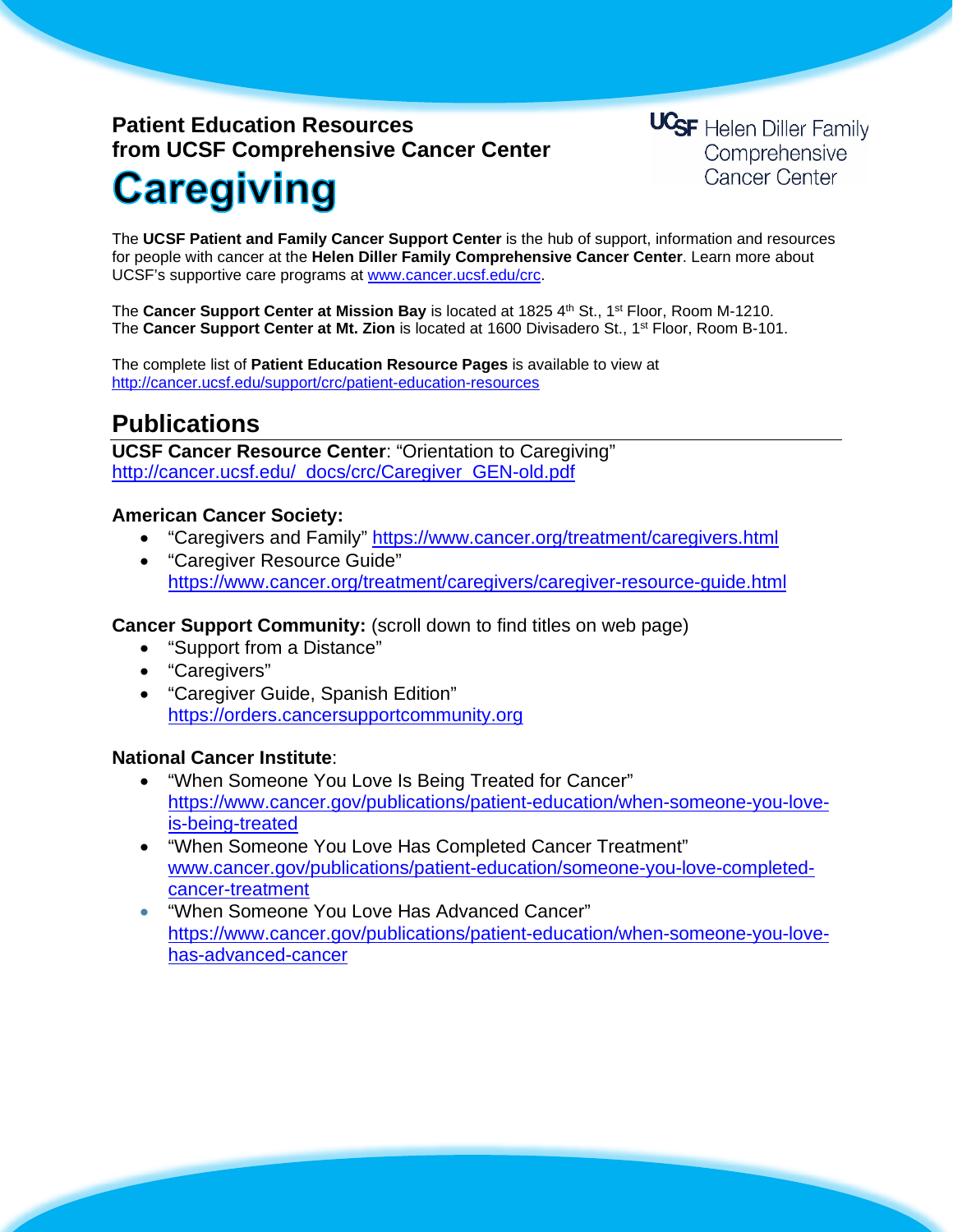**Patient Education Resources**
**from UCSF Comprehensive Cancer Center**

UCSF Helen Diller Family Comprehensive Cancer Center

# Caregiving

The **UCSF Patient and Family Cancer Support Center** is the hub of support, information and resources for people with cancer at the **Helen Diller Family Comprehensive Cancer Center**. Learn more about UCSF's supportive care programs at www.cancer.ucsf.edu/crc.

The **Cancer Support Center at Mission Bay** is located at 1825 4th St., 1st Floor, Room M-1210.
The **Cancer Support Center at Mt. Zion** is located at 1600 Divisadero St., 1st Floor, Room B-101.

The complete list of **Patient Education Resource Pages** is available to view at
http://cancer.ucsf.edu/support/crc/patient-education-resources

## Publications

**UCSF Cancer Resource Center**: "Orientation to Caregiving"
http://cancer.ucsf.edu/_docs/crc/Caregiver_GEN-old.pdf

**American Cancer Society:**

- "Caregivers and Family" https://www.cancer.org/treatment/caregivers.html
- "Caregiver Resource Guide"
  https://www.cancer.org/treatment/caregivers/caregiver-resource-guide.html

**Cancer Support Community:** (scroll down to find titles on web page)

- "Support from a Distance"
- "Caregivers"
- "Caregiver Guide, Spanish Edition"
  https://orders.cancersupportcommunity.org

**National Cancer Institute**:

- "When Someone You Love Is Being Treated for Cancer"
  https://www.cancer.gov/publications/patient-education/when-someone-you-love-is-being-treated
- "When Someone You Love Has Completed Cancer Treatment"
  www.cancer.gov/publications/patient-education/someone-you-love-completed-cancer-treatment
- "When Someone You Love Has Advanced Cancer"
  https://www.cancer.gov/publications/patient-education/when-someone-you-love-has-advanced-cancer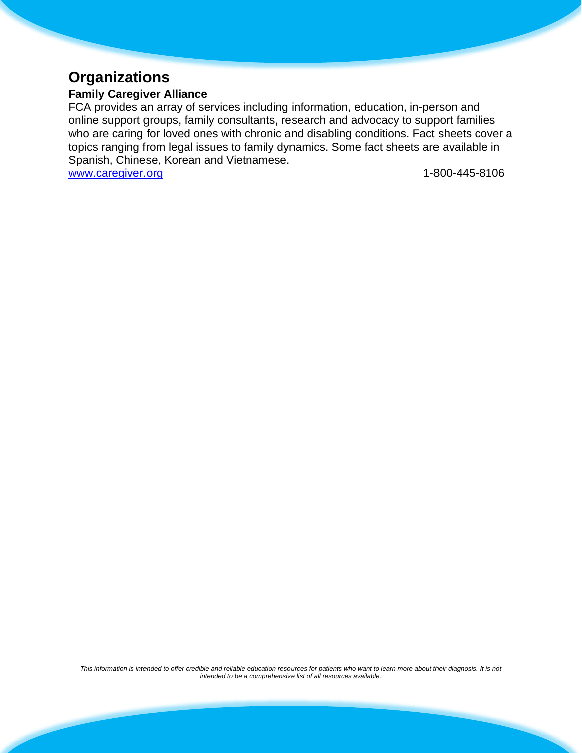## Organizations

**Family Caregiver Alliance**

FCA provides an array of services including information, education, in-person and online support groups, family consultants, research and advocacy to support families who are caring for loved ones with chronic and disabling conditions. Fact sheets cover a topics ranging from legal issues to family dynamics. Some fact sheets are available in Spanish, Chinese, Korean and Vietnamese.

www.caregiver.org 1-800-445-8106

*This information is intended to offer credible and reliable education resources for patients who want to learn more about their diagnosis. It is not intended to be a comprehensive list of all resources available.*